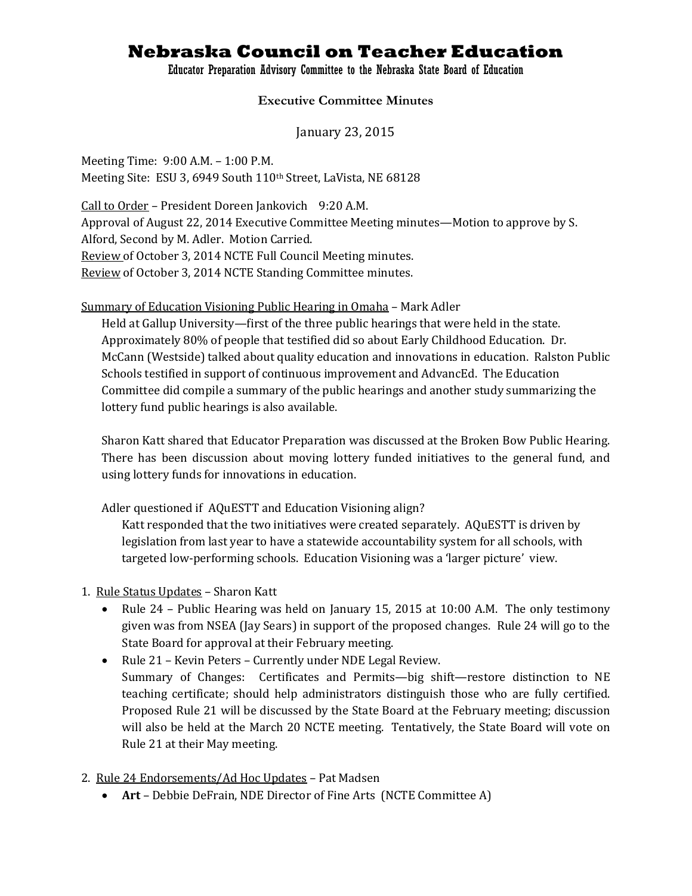# Nebraska Council on Teacher Education

Educator Preparation Advisory Committee to the Nebraska State Board of Education

### Executive Committee Minutes

January 23, 2015

Meeting Time: 9:00 A.M. – 1:00 P.M.
Meeting Site: ESU 3, 6949 South 110th Street, LaVista, NE 68128

Call to Order – President Doreen Jankovich 9:20 A.M.
Approval of August 22, 2014 Executive Committee Meeting minutes—Motion to approve by S. Alford, Second by M. Adler. Motion Carried.
Review of October 3, 2014 NCTE Full Council Meeting minutes.
Review of October 3, 2014 NCTE Standing Committee minutes.

Summary of Education Visioning Public Hearing in Omaha – Mark Adler

Held at Gallup University—first of the three public hearings that were held in the state. Approximately 80% of people that testified did so about Early Childhood Education. Dr. McCann (Westside) talked about quality education and innovations in education. Ralston Public Schools testified in support of continuous improvement and AdvancEd. The Education Committee did compile a summary of the public hearings and another study summarizing the lottery fund public hearings is also available.

Sharon Katt shared that Educator Preparation was discussed at the Broken Bow Public Hearing. There has been discussion about moving lottery funded initiatives to the general fund, and using lottery funds for innovations in education.

Adler questioned if AQuESTT and Education Visioning align?

Katt responded that the two initiatives were created separately. AQuESTT is driven by legislation from last year to have a statewide accountability system for all schools, with targeted low-performing schools. Education Visioning was a 'larger picture' view.

1. Rule Status Updates – Sharon Katt
   - Rule 24 – Public Hearing was held on January 15, 2015 at 10:00 A.M. The only testimony given was from NSEA (Jay Sears) in support of the proposed changes. Rule 24 will go to the State Board for approval at their February meeting.
   - Rule 21 – Kevin Peters – Currently under NDE Legal Review.
     Summary of Changes: Certificates and Permits—big shift—restore distinction to NE teaching certificate; should help administrators distinguish those who are fully certified. Proposed Rule 21 will be discussed by the State Board at the February meeting; discussion will also be held at the March 20 NCTE meeting. Tentatively, the State Board will vote on Rule 21 at their May meeting.

2. Rule 24 Endorsements/Ad Hoc Updates – Pat Madsen
   - **Art** – Debbie DeFrain, NDE Director of Fine Arts (NCTE Committee A)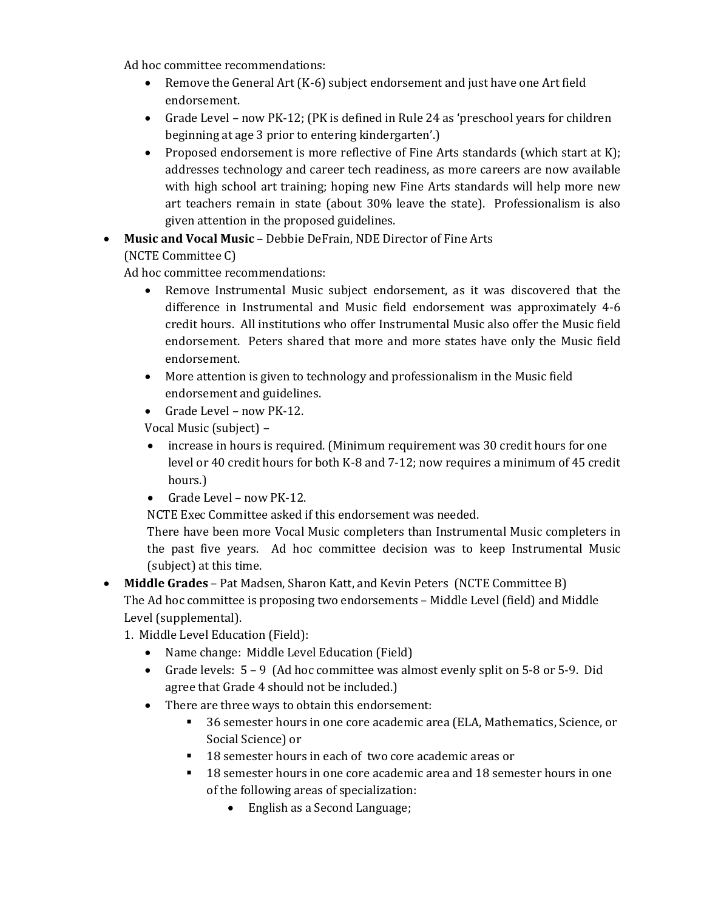Ad hoc committee recommendations:

- Remove the General Art (K-6) subject endorsement and just have one Art field endorsement.
- Grade Level – now PK-12; (PK is defined in Rule 24 as 'preschool years for children beginning at age 3 prior to entering kindergarten'.)
- Proposed endorsement is more reflective of Fine Arts standards (which start at K); addresses technology and career tech readiness, as more careers are now available with high school art training; hoping new Fine Arts standards will help more new art teachers remain in state (about 30% leave the state). Professionalism is also given attention in the proposed guidelines.

- **Music and Vocal Music** – Debbie DeFrain, NDE Director of Fine Arts (NCTE Committee C)

  Ad hoc committee recommendations:
  - Remove Instrumental Music subject endorsement, as it was discovered that the difference in Instrumental and Music field endorsement was approximately 4-6 credit hours. All institutions who offer Instrumental Music also offer the Music field endorsement. Peters shared that more and more states have only the Music field endorsement.
  - More attention is given to technology and professionalism in the Music field endorsement and guidelines.
  - Grade Level – now PK-12.

  Vocal Music (subject) –
  - increase in hours is required. (Minimum requirement was 30 credit hours for one level or 40 credit hours for both K-8 and 7-12; now requires a minimum of 45 credit hours.)
  - Grade Level – now PK-12.

  NCTE Exec Committee asked if this endorsement was needed.

  There have been more Vocal Music completers than Instrumental Music completers in the past five years. Ad hoc committee decision was to keep Instrumental Music (subject) at this time.

- **Middle Grades** – Pat Madsen, Sharon Katt, and Kevin Peters (NCTE Committee B)

  The Ad hoc committee is proposing two endorsements – Middle Level (field) and Middle Level (supplemental).

  1. Middle Level Education (Field):
     - Name change: Middle Level Education (Field)
     - Grade levels: 5 – 9 (Ad hoc committee was almost evenly split on 5-8 or 5-9. Did agree that Grade 4 should not be included.)
     - There are three ways to obtain this endorsement:
       - 36 semester hours in one core academic area (ELA, Mathematics, Science, or Social Science) or
       - 18 semester hours in each of two core academic areas or
       - 18 semester hours in one core academic area and 18 semester hours in one of the following areas of specialization:
         - English as a Second Language;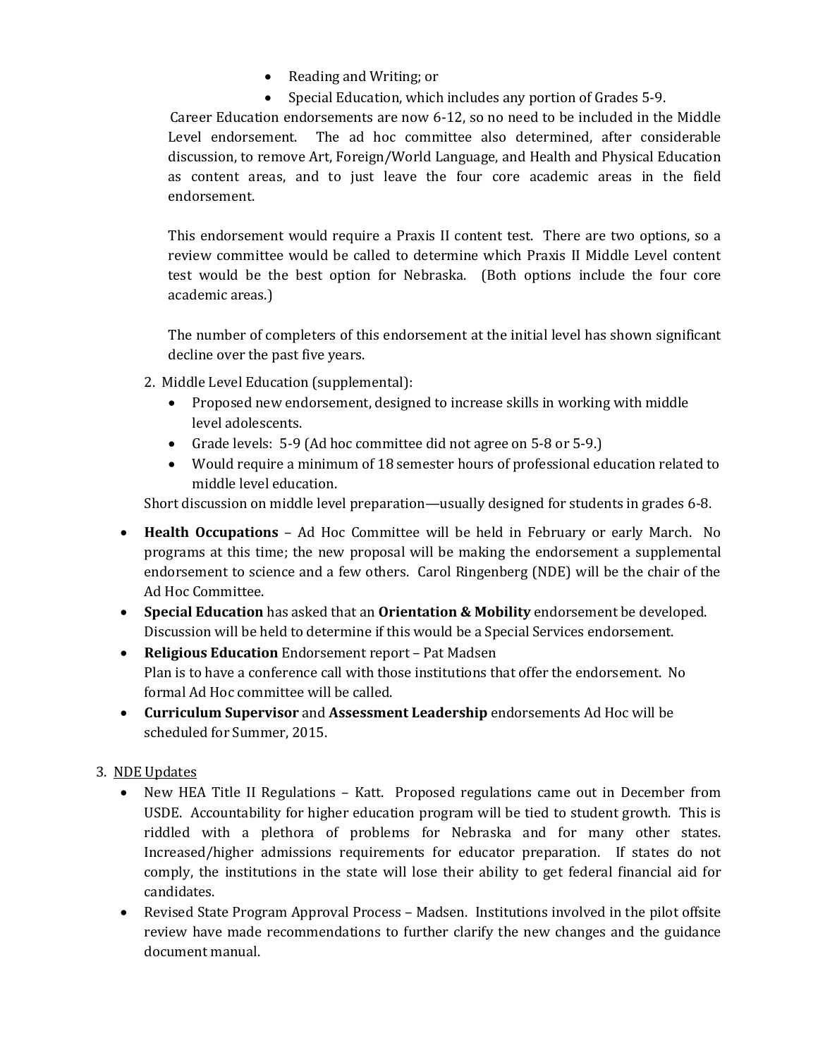- Reading and Writing; or
- Special Education, which includes any portion of Grades 5-9.

Career Education endorsements are now 6-12, so no need to be included in the Middle Level endorsement. The ad hoc committee also determined, after considerable discussion, to remove Art, Foreign/World Language, and Health and Physical Education as content areas, and to just leave the four core academic areas in the field endorsement.

This endorsement would require a Praxis II content test. There are two options, so a review committee would be called to determine which Praxis II Middle Level content test would be the best option for Nebraska. (Both options include the four core academic areas.)

The number of completers of this endorsement at the initial level has shown significant decline over the past five years.

2. Middle Level Education (supplemental):
   - Proposed new endorsement, designed to increase skills in working with middle level adolescents.
   - Grade levels: 5-9 (Ad hoc committee did not agree on 5-8 or 5-9.)
   - Would require a minimum of 18 semester hours of professional education related to middle level education.

   Short discussion on middle level preparation—usually designed for students in grades 6-8.

- **Health Occupations** – Ad Hoc Committee will be held in February or early March. No programs at this time; the new proposal will be making the endorsement a supplemental endorsement to science and a few others. Carol Ringenberg (NDE) will be the chair of the Ad Hoc Committee.
- **Special Education** has asked that an **Orientation & Mobility** endorsement be developed. Discussion will be held to determine if this would be a Special Services endorsement.
- **Religious Education** Endorsement report – Pat Madsen
  Plan is to have a conference call with those institutions that offer the endorsement. No formal Ad Hoc committee will be called.
- **Curriculum Supervisor** and **Assessment Leadership** endorsements Ad Hoc will be scheduled for Summer, 2015.

3. <u>NDE Updates</u>
   - New HEA Title II Regulations – Katt. Proposed regulations came out in December from USDE. Accountability for higher education program will be tied to student growth. This is riddled with a plethora of problems for Nebraska and for many other states. Increased/higher admissions requirements for educator preparation. If states do not comply, the institutions in the state will lose their ability to get federal financial aid for candidates.
   - Revised State Program Approval Process – Madsen. Institutions involved in the pilot offsite review have made recommendations to further clarify the new changes and the guidance document manual.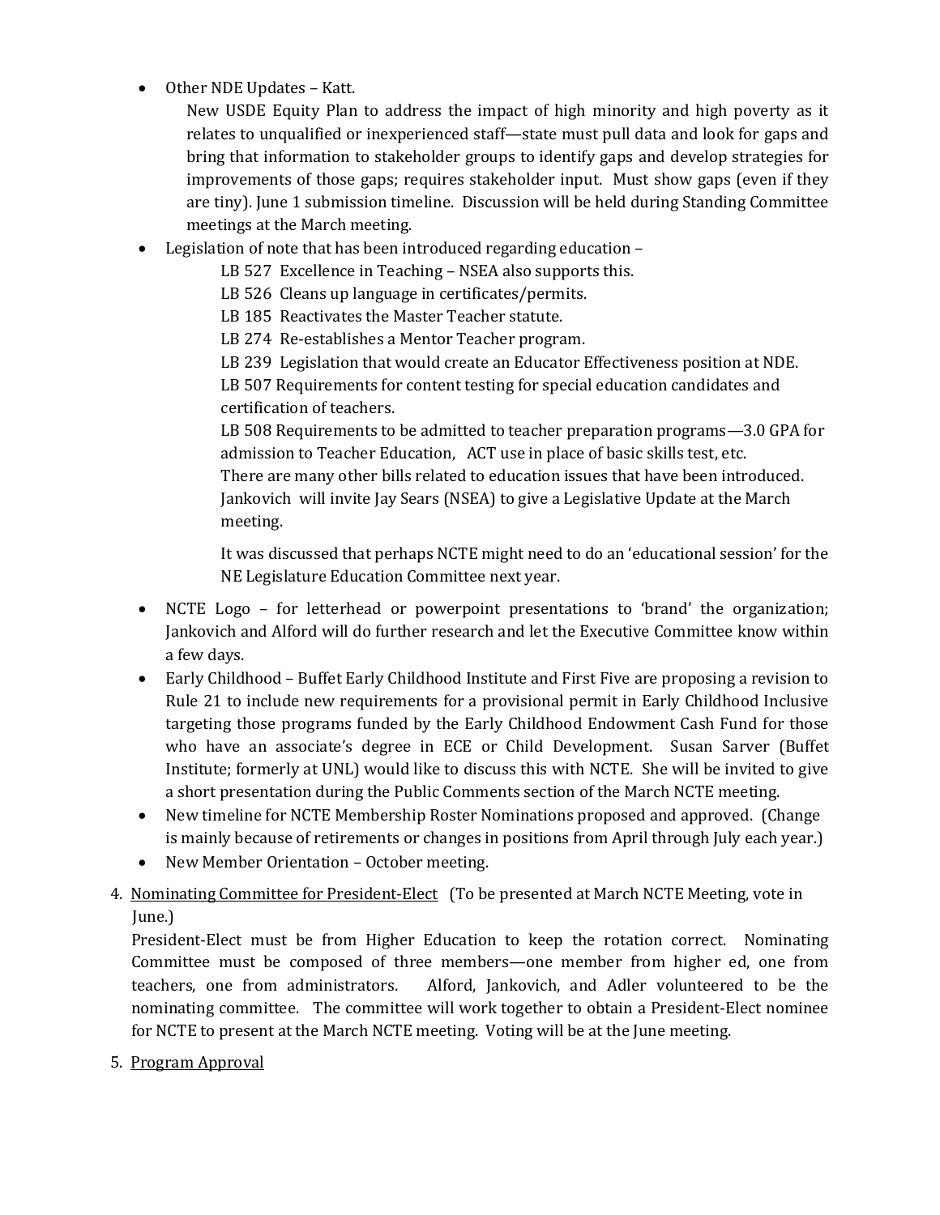- Other NDE Updates – Katt.

  New USDE Equity Plan to address the impact of high minority and high poverty as it relates to unqualified or inexperienced staff—state must pull data and look for gaps and bring that information to stakeholder groups to identify gaps and develop strategies for improvements of those gaps; requires stakeholder input. Must show gaps (even if they are tiny). June 1 submission timeline. Discussion will be held during Standing Committee meetings at the March meeting.

- Legislation of note that has been introduced regarding education –

  LB 527 Excellence in Teaching – NSEA also supports this.
  LB 526 Cleans up language in certificates/permits.
  LB 185 Reactivates the Master Teacher statute.
  LB 274 Re-establishes a Mentor Teacher program.
  LB 239 Legislation that would create an Educator Effectiveness position at NDE.
  LB 507 Requirements for content testing for special education candidates and certification of teachers.
  LB 508 Requirements to be admitted to teacher preparation programs—3.0 GPA for admission to Teacher Education, ACT use in place of basic skills test, etc.
  There are many other bills related to education issues that have been introduced. Jankovich will invite Jay Sears (NSEA) to give a Legislative Update at the March meeting.

  It was discussed that perhaps NCTE might need to do an 'educational session' for the NE Legislature Education Committee next year.

- NCTE Logo – for letterhead or powerpoint presentations to 'brand' the organization; Jankovich and Alford will do further research and let the Executive Committee know within a few days.
- Early Childhood – Buffet Early Childhood Institute and First Five are proposing a revision to Rule 21 to include new requirements for a provisional permit in Early Childhood Inclusive targeting those programs funded by the Early Childhood Endowment Cash Fund for those who have an associate's degree in ECE or Child Development. Susan Sarver (Buffet Institute; formerly at UNL) would like to discuss this with NCTE. She will be invited to give a short presentation during the Public Comments section of the March NCTE meeting.
- New timeline for NCTE Membership Roster Nominations proposed and approved. (Change is mainly because of retirements or changes in positions from April through July each year.)
- New Member Orientation – October meeting.

4. <u>Nominating Committee for President-Elect</u> (To be presented at March NCTE Meeting, vote in June.)

   President-Elect must be from Higher Education to keep the rotation correct. Nominating Committee must be composed of three members—one member from higher ed, one from teachers, one from administrators. Alford, Jankovich, and Adler volunteered to be the nominating committee. The committee will work together to obtain a President-Elect nominee for NCTE to present at the March NCTE meeting. Voting will be at the June meeting.

5. <u>Program Approval</u>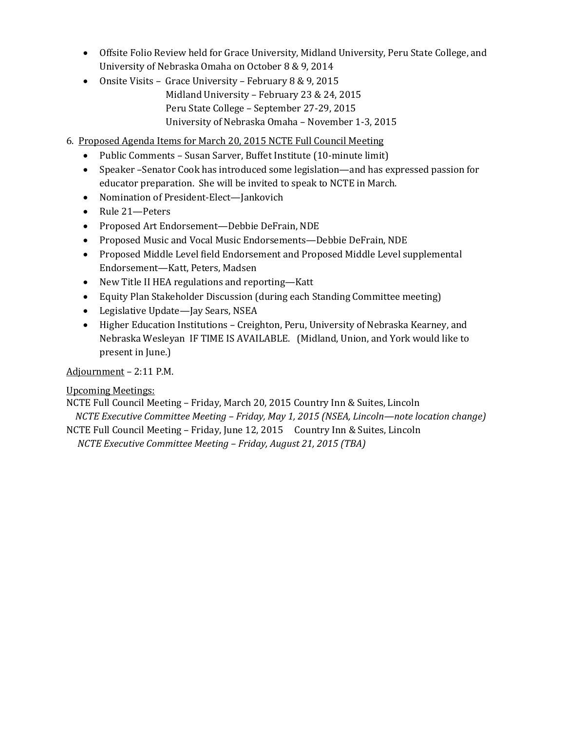- Offsite Folio Review held for Grace University, Midland University, Peru State College, and University of Nebraska Omaha on October 8 & 9, 2014
- Onsite Visits – Grace University – February 8 & 9, 2015
  Midland University – February 23 & 24, 2015
  Peru State College – September 27-29, 2015
  University of Nebraska Omaha – November 1-3, 2015

6. Proposed Agenda Items for March 20, 2015 NCTE Full Council Meeting
   - Public Comments – Susan Sarver, Buffet Institute (10-minute limit)
   - Speaker –Senator Cook has introduced some legislation—and has expressed passion for educator preparation. She will be invited to speak to NCTE in March.
   - Nomination of President-Elect—Jankovich
   - Rule 21—Peters
   - Proposed Art Endorsement—Debbie DeFrain, NDE
   - Proposed Music and Vocal Music Endorsements—Debbie DeFrain, NDE
   - Proposed Middle Level field Endorsement and Proposed Middle Level supplemental Endorsement—Katt, Peters, Madsen
   - New Title II HEA regulations and reporting—Katt
   - Equity Plan Stakeholder Discussion (during each Standing Committee meeting)
   - Legislative Update—Jay Sears, NSEA
   - Higher Education Institutions – Creighton, Peru, University of Nebraska Kearney, and Nebraska Wesleyan IF TIME IS AVAILABLE. (Midland, Union, and York would like to present in June.)

Adjournment – 2:11 P.M.

Upcoming Meetings:

NCTE Full Council Meeting – Friday, March 20, 2015 Country Inn & Suites, Lincoln

*NCTE Executive Committee Meeting – Friday, May 1, 2015 (NSEA, Lincoln—note location change)*

NCTE Full Council Meeting – Friday, June 12, 2015 Country Inn & Suites, Lincoln

*NCTE Executive Committee Meeting – Friday, August 21, 2015 (TBA)*